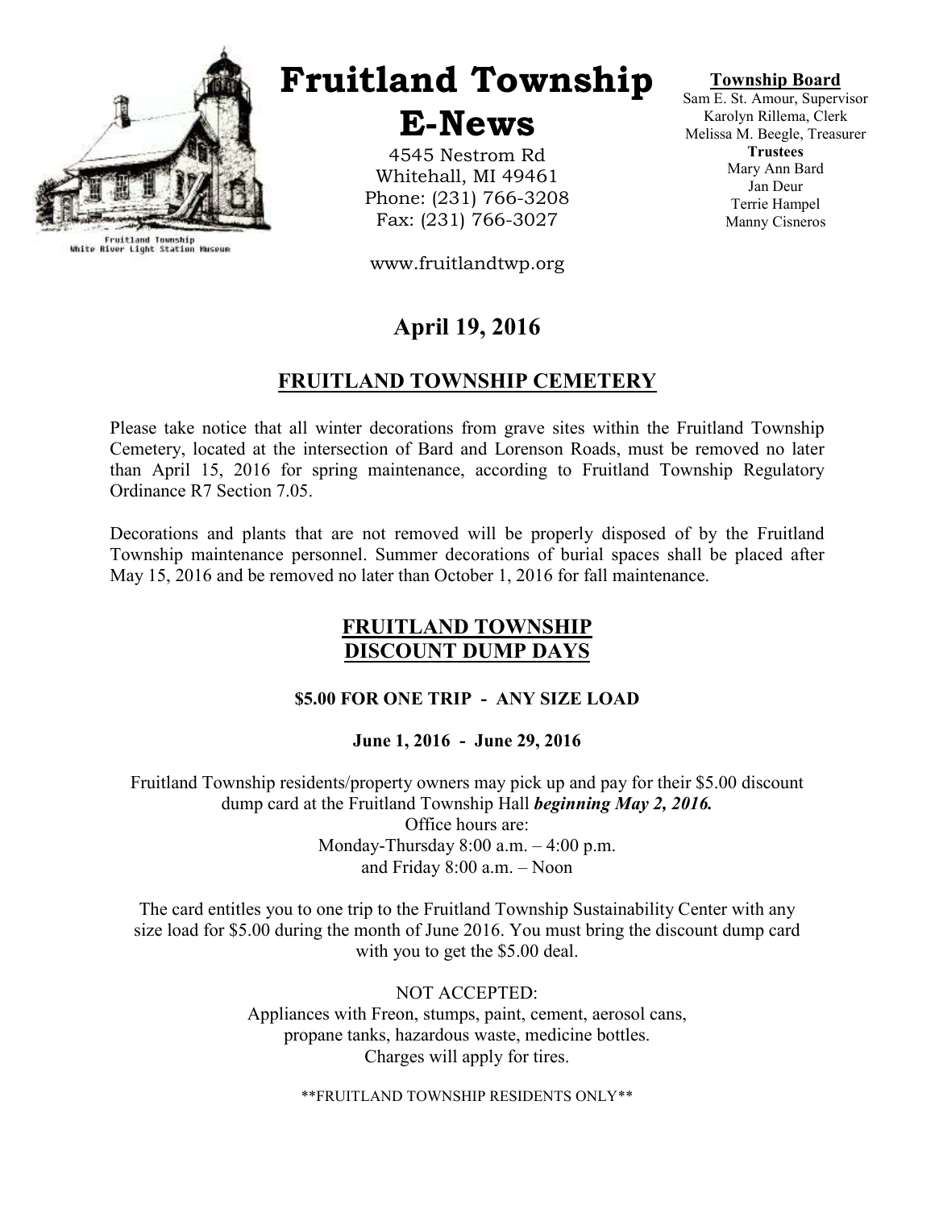# Fruitland Township E-News

Fruitland Township
White River Light Station Museum

4545 Nestrom Rd
Whitehall, MI 49461
Phone: (231) 766-3208
Fax: (231) 766-3027

www.fruitlandtwp.org

**Township Board**
Sam E. St. Amour, Supervisor
Karolyn Rillema, Clerk
Melissa M. Beegle, Treasurer
**Trustees**
Mary Ann Bard
Jan Deur
Terrie Hampel
Manny Cisneros

## April 19, 2016

## FRUITLAND TOWNSHIP CEMETERY

Please take notice that all winter decorations from grave sites within the Fruitland Township Cemetery, located at the intersection of Bard and Lorenson Roads, must be removed no later than April 15, 2016 for spring maintenance, according to Fruitland Township Regulatory Ordinance R7 Section 7.05.

Decorations and plants that are not removed will be properly disposed of by the Fruitland Township maintenance personnel. Summer decorations of burial spaces shall be placed after May 15, 2016 and be removed no later than October 1, 2016 for fall maintenance.

## FRUITLAND TOWNSHIP DISCOUNT DUMP DAYS

**$5.00 FOR ONE TRIP - ANY SIZE LOAD**

**June 1, 2016 - June 29, 2016**

Fruitland Township residents/property owners may pick up and pay for their $5.00 discount dump card at the Fruitland Township Hall ***beginning May 2, 2016.***
Office hours are:
Monday-Thursday 8:00 a.m. – 4:00 p.m.
and Friday 8:00 a.m. – Noon

The card entitles you to one trip to the Fruitland Township Sustainability Center with any size load for $5.00 during the month of June 2016. You must bring the discount dump card with you to get the $5.00 deal.

NOT ACCEPTED:
Appliances with Freon, stumps, paint, cement, aerosol cans, propane tanks, hazardous waste, medicine bottles.
Charges will apply for tires.

**FRUITLAND TOWNSHIP RESIDENTS ONLY**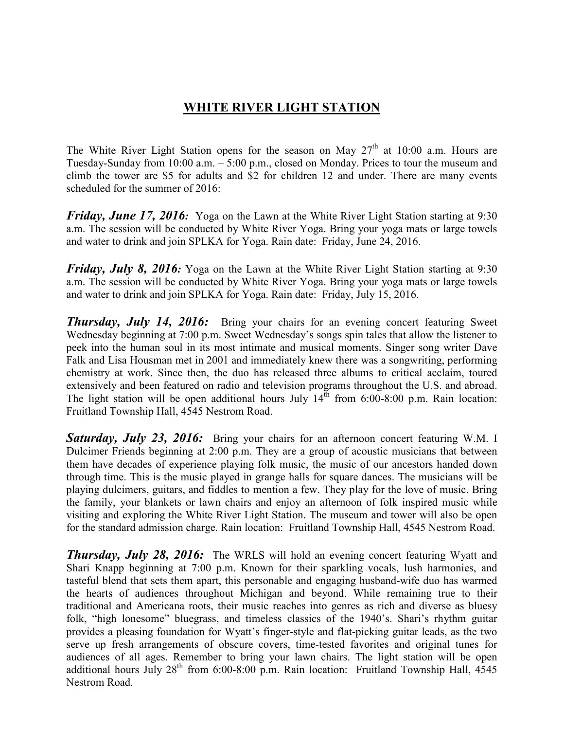# WHITE RIVER LIGHT STATION

The White River Light Station opens for the season on May 27th at 10:00 a.m. Hours are Tuesday-Sunday from 10:00 a.m. – 5:00 p.m., closed on Monday. Prices to tour the museum and climb the tower are $5 for adults and $2 for children 12 and under. There are many events scheduled for the summer of 2016:

***Friday, June 17, 2016:*** Yoga on the Lawn at the White River Light Station starting at 9:30 a.m. The session will be conducted by White River Yoga. Bring your yoga mats or large towels and water to drink and join SPLKA for Yoga. Rain date: Friday, June 24, 2016.

***Friday, July 8, 2016:*** Yoga on the Lawn at the White River Light Station starting at 9:30 a.m. The session will be conducted by White River Yoga. Bring your yoga mats or large towels and water to drink and join SPLKA for Yoga. Rain date: Friday, July 15, 2016.

***Thursday, July 14, 2016:*** Bring your chairs for an evening concert featuring Sweet Wednesday beginning at 7:00 p.m. Sweet Wednesday's songs spin tales that allow the listener to peek into the human soul in its most intimate and musical moments. Singer song writer Dave Falk and Lisa Housman met in 2001 and immediately knew there was a songwriting, performing chemistry at work. Since then, the duo has released three albums to critical acclaim, toured extensively and been featured on radio and television programs throughout the U.S. and abroad. The light station will be open additional hours July 14th from 6:00-8:00 p.m. Rain location: Fruitland Township Hall, 4545 Nestrom Road.

***Saturday, July 23, 2016:*** Bring your chairs for an afternoon concert featuring W.M. I Dulcimer Friends beginning at 2:00 p.m. They are a group of acoustic musicians that between them have decades of experience playing folk music, the music of our ancestors handed down through time. This is the music played in grange halls for square dances. The musicians will be playing dulcimers, guitars, and fiddles to mention a few. They play for the love of music. Bring the family, your blankets or lawn chairs and enjoy an afternoon of folk inspired music while visiting and exploring the White River Light Station. The museum and tower will also be open for the standard admission charge. Rain location: Fruitland Township Hall, 4545 Nestrom Road.

***Thursday, July 28, 2016:*** The WRLS will hold an evening concert featuring Wyatt and Shari Knapp beginning at 7:00 p.m. Known for their sparkling vocals, lush harmonies, and tasteful blend that sets them apart, this personable and engaging husband-wife duo has warmed the hearts of audiences throughout Michigan and beyond. While remaining true to their traditional and Americana roots, their music reaches into genres as rich and diverse as bluesy folk, "high lonesome" bluegrass, and timeless classics of the 1940's. Shari's rhythm guitar provides a pleasing foundation for Wyatt's finger-style and flat-picking guitar leads, as the two serve up fresh arrangements of obscure covers, time-tested favorites and original tunes for audiences of all ages. Remember to bring your lawn chairs. The light station will be open additional hours July 28th from 6:00-8:00 p.m. Rain location: Fruitland Township Hall, 4545 Nestrom Road.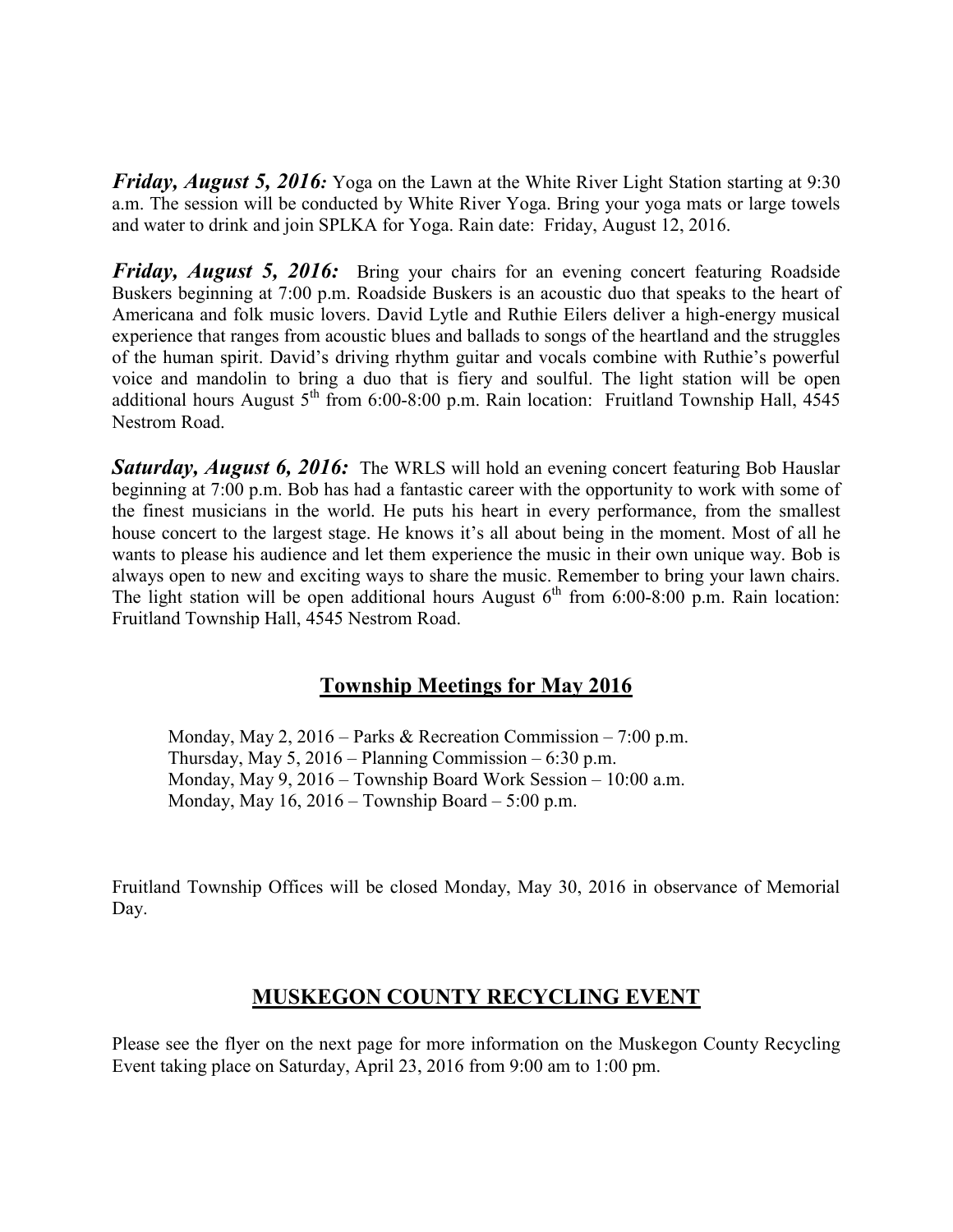***Friday, August 5, 2016:*** Yoga on the Lawn at the White River Light Station starting at 9:30 a.m. The session will be conducted by White River Yoga. Bring your yoga mats or large towels and water to drink and join SPLKA for Yoga. Rain date: Friday, August 12, 2016.

***Friday, August 5, 2016:*** Bring your chairs for an evening concert featuring Roadside Buskers beginning at 7:00 p.m. Roadside Buskers is an acoustic duo that speaks to the heart of Americana and folk music lovers. David Lytle and Ruthie Eilers deliver a high-energy musical experience that ranges from acoustic blues and ballads to songs of the heartland and the struggles of the human spirit. David's driving rhythm guitar and vocals combine with Ruthie's powerful voice and mandolin to bring a duo that is fiery and soulful. The light station will be open additional hours August 5th from 6:00-8:00 p.m. Rain location: Fruitland Township Hall, 4545 Nestrom Road.

***Saturday, August 6, 2016:*** The WRLS will hold an evening concert featuring Bob Hauslar beginning at 7:00 p.m. Bob has had a fantastic career with the opportunity to work with some of the finest musicians in the world. He puts his heart in every performance, from the smallest house concert to the largest stage. He knows it's all about being in the moment. Most of all he wants to please his audience and let them experience the music in their own unique way. Bob is always open to new and exciting ways to share the music. Remember to bring your lawn chairs. The light station will be open additional hours August 6th from 6:00-8:00 p.m. Rain location: Fruitland Township Hall, 4545 Nestrom Road.

## Township Meetings for May 2016

Monday, May 2, 2016 – Parks & Recreation Commission – 7:00 p.m.
Thursday, May 5, 2016 – Planning Commission – 6:30 p.m.
Monday, May 9, 2016 – Township Board Work Session – 10:00 a.m.
Monday, May 16, 2016 – Township Board – 5:00 p.m.

Fruitland Township Offices will be closed Monday, May 30, 2016 in observance of Memorial Day.

## MUSKEGON COUNTY RECYCLING EVENT

Please see the flyer on the next page for more information on the Muskegon County Recycling Event taking place on Saturday, April 23, 2016 from 9:00 am to 1:00 pm.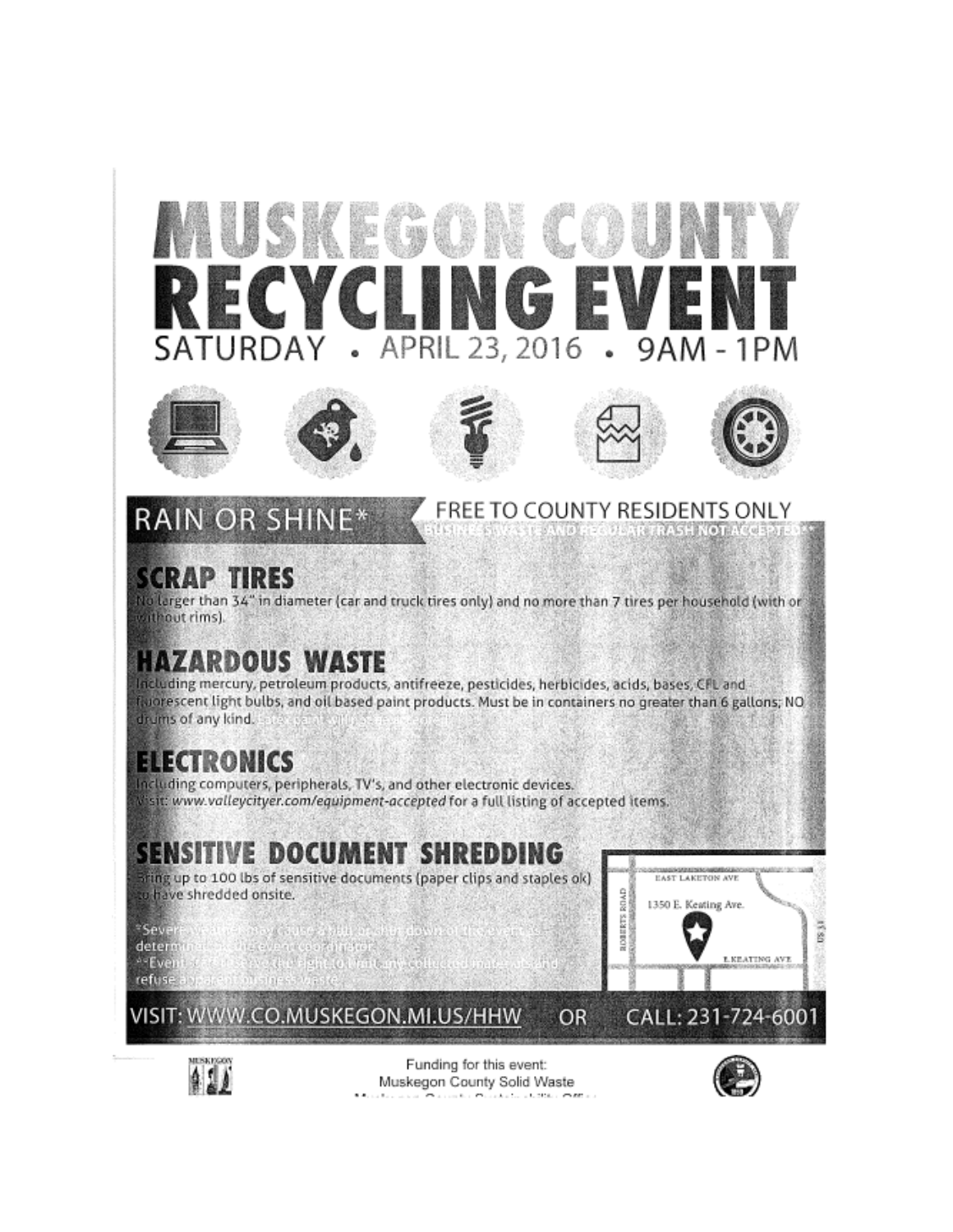# MUSKEGON COUNTY RECYCLING EVENT

SATURDAY • APRIL 23, 2016 • 9AM - 1PM

RAIN OR SHINE*

FREE TO COUNTY RESIDENTS ONLY

BUSINESS WASTE AND REGULAR TRASH NOT ACCEPTED**

## SCRAP TIRES

No larger than 34" in diameter (car and truck tires only) and no more than 7 tires per household (with or without rims).

## HAZARDOUS WASTE

Including mercury, petroleum products, antifreeze, pesticides, herbicides, acids, bases, CFL and fluorescent light bulbs, and oil based paint products. Must be in containers no greater than 6 gallons; NO drums of any kind. Latex paint will be accepted.

## ELECTRONICS

Including computers, peripherals, TV's, and other electronic devices.
Visit: *www.valleycityer.com/equipment-accepted* for a full listing of accepted items.

## SENSITIVE DOCUMENT SHREDDING

Bring up to 100 lbs of sensitive documents (paper clips and staples ok) to have shredded onsite.

*Severe weather may cause a halt or shut down of the event as determined by the event coordinator.
**Event staff reserve the right to limit any collected materials and refuse apparent business waste.

EAST LAKETON AVE
ROBERTS ROAD
1350 E. Keating Ave.
E. KEATING AVE
US 31

VISIT: WWW.CO.MUSKEGON.MI.US/HHW OR CALL: 231-724-6001

Funding for this event:
Muskegon County Solid Waste
Muskegon County Sustainability Office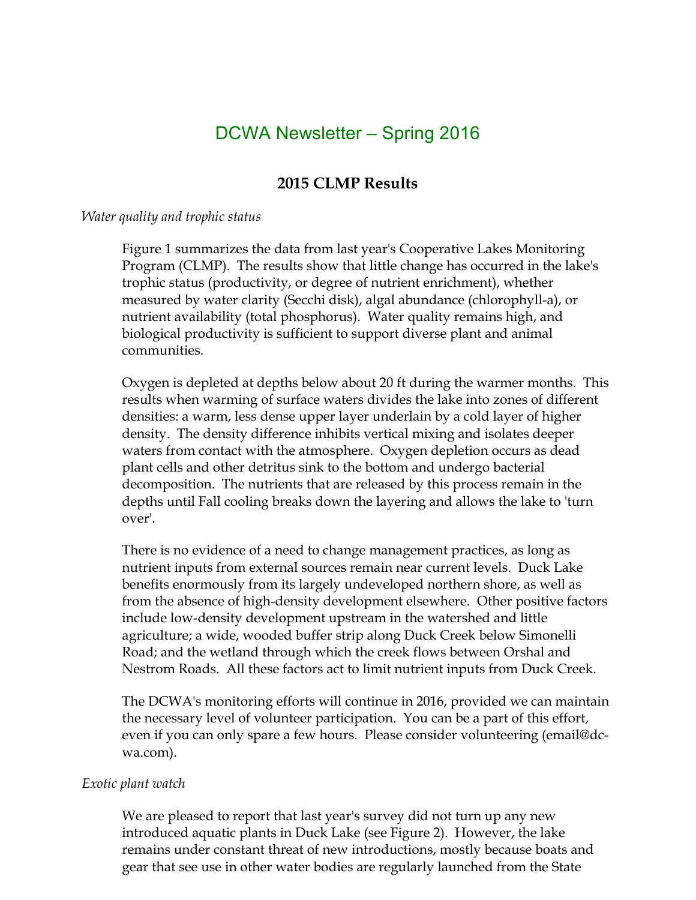# DCWA Newsletter – Spring 2016

## 2015 CLMP Results

*Water quality and trophic status*

Figure 1 summarizes the data from last year's Cooperative Lakes Monitoring Program (CLMP). The results show that little change has occurred in the lake's trophic status (productivity, or degree of nutrient enrichment), whether measured by water clarity (Secchi disk), algal abundance (chlorophyll-a), or nutrient availability (total phosphorus). Water quality remains high, and biological productivity is sufficient to support diverse plant and animal communities.

Oxygen is depleted at depths below about 20 ft during the warmer months. This results when warming of surface waters divides the lake into zones of different densities: a warm, less dense upper layer underlain by a cold layer of higher density. The density difference inhibits vertical mixing and isolates deeper waters from contact with the atmosphere. Oxygen depletion occurs as dead plant cells and other detritus sink to the bottom and undergo bacterial decomposition. The nutrients that are released by this process remain in the depths until Fall cooling breaks down the layering and allows the lake to 'turn over'.

There is no evidence of a need to change management practices, as long as nutrient inputs from external sources remain near current levels. Duck Lake benefits enormously from its largely undeveloped northern shore, as well as from the absence of high-density development elsewhere. Other positive factors include low-density development upstream in the watershed and little agriculture; a wide, wooded buffer strip along Duck Creek below Simonelli Road; and the wetland through which the creek flows between Orshal and Nestrom Roads. All these factors act to limit nutrient inputs from Duck Creek.

The DCWA's monitoring efforts will continue in 2016, provided we can maintain the necessary level of volunteer participation. You can be a part of this effort, even if you can only spare a few hours. Please consider volunteering (email@dc-wa.com).

*Exotic plant watch*

We are pleased to report that last year's survey did not turn up any new introduced aquatic plants in Duck Lake (see Figure 2). However, the lake remains under constant threat of new introductions, mostly because boats and gear that see use in other water bodies are regularly launched from the State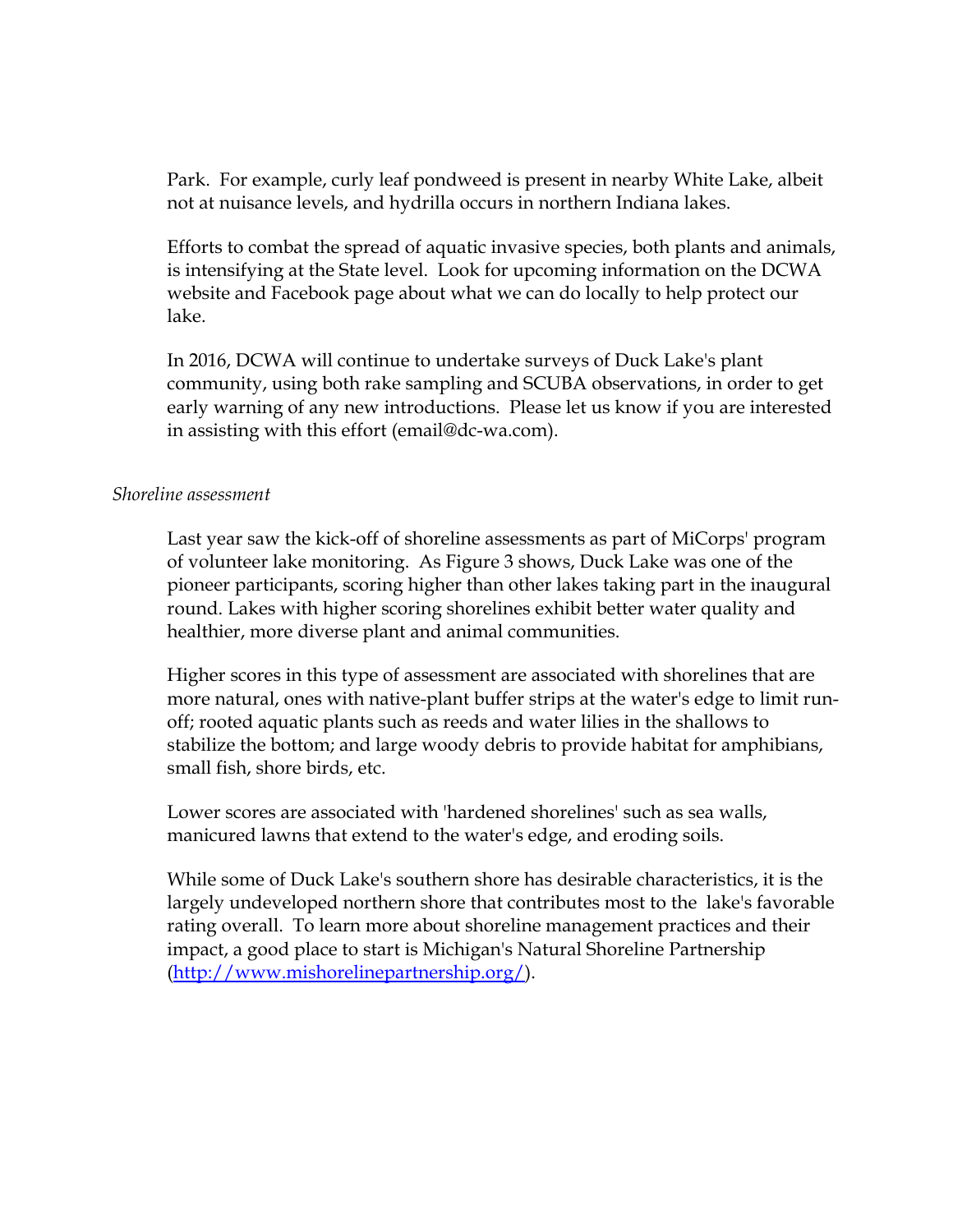Park. For example, curly leaf pondweed is present in nearby White Lake, albeit not at nuisance levels, and hydrilla occurs in northern Indiana lakes.

Efforts to combat the spread of aquatic invasive species, both plants and animals, is intensifying at the State level. Look for upcoming information on the DCWA website and Facebook page about what we can do locally to help protect our lake.

In 2016, DCWA will continue to undertake surveys of Duck Lake's plant community, using both rake sampling and SCUBA observations, in order to get early warning of any new introductions. Please let us know if you are interested in assisting with this effort (email@dc-wa.com).

*Shoreline assessment*

Last year saw the kick-off of shoreline assessments as part of MiCorps' program of volunteer lake monitoring. As Figure 3 shows, Duck Lake was one of the pioneer participants, scoring higher than other lakes taking part in the inaugural round. Lakes with higher scoring shorelines exhibit better water quality and healthier, more diverse plant and animal communities.

Higher scores in this type of assessment are associated with shorelines that are more natural, ones with native-plant buffer strips at the water's edge to limit run-off; rooted aquatic plants such as reeds and water lilies in the shallows to stabilize the bottom; and large woody debris to provide habitat for amphibians, small fish, shore birds, etc.

Lower scores are associated with 'hardened shorelines' such as sea walls, manicured lawns that extend to the water's edge, and eroding soils.

While some of Duck Lake's southern shore has desirable characteristics, it is the largely undeveloped northern shore that contributes most to the lake's favorable rating overall. To learn more about shoreline management practices and their impact, a good place to start is Michigan's Natural Shoreline Partnership (http://www.mishorelinepartnership.org/).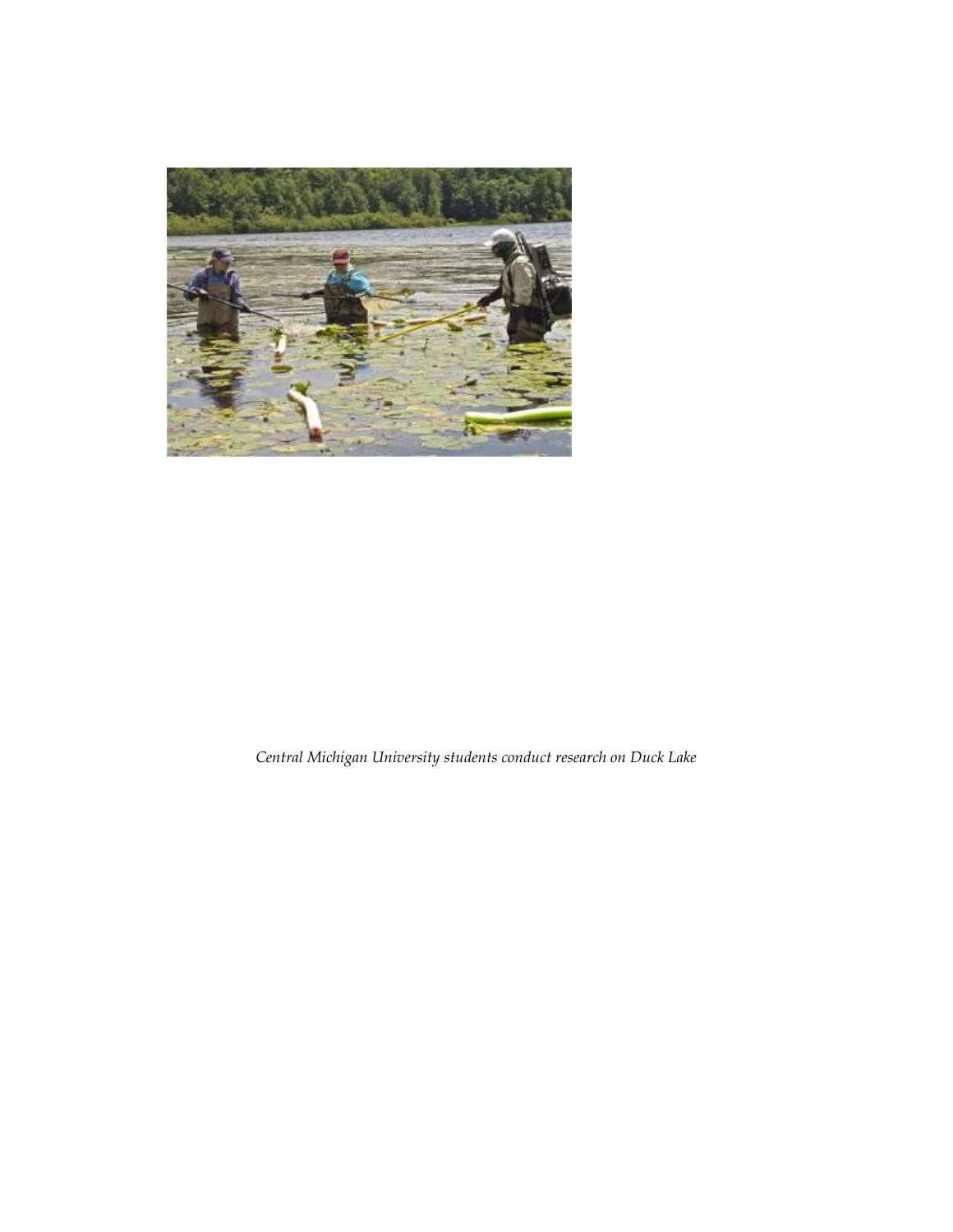*Central Michigan University students conduct research on Duck Lake*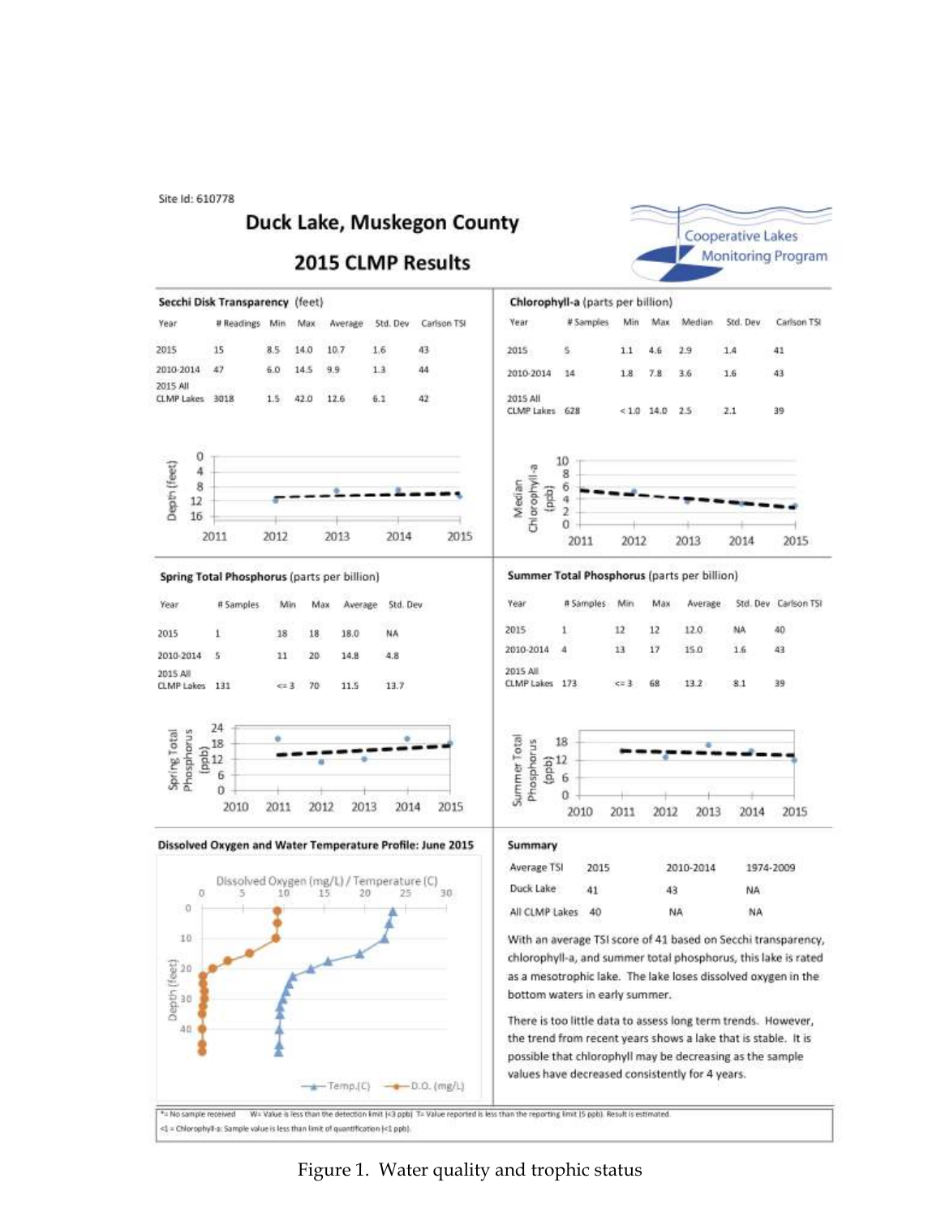Site Id: 610778

# Duck Lake, Muskegon County

## 2015 CLMP Results

Cooperative Lakes Monitoring Program

### Secchi Disk Transparency (feet)

| Year | # Readings | Min | Max | Average | Std. Dev | Carlson TSI |
|---|---|---|---|---|---|---|
| 2015 | 15 | 8.5 | 14.0 | 10.7 | 1.6 | 43 |
| 2010-2014 | 47 | 6.0 | 14.5 | 9.9 | 1.3 | 44 |
| 2015 All CLMP Lakes | 3018 | 1.5 | 42.0 | 12.6 | 6.1 | 42 |

### Chlorophyll-a (parts per billion)

| Year | # Samples | Min | Max | Median | Std. Dev | Carlson TSI |
|---|---|---|---|---|---|---|
| 2015 | 5 | 1.1 | 4.6 | 2.9 | 1.4 | 41 |
| 2010-2014 | 14 | 1.8 | 7.8 | 3.6 | 1.6 | 43 |
| 2015 All CLMP Lakes | 628 | < 1.0 | 14.0 | 2.5 | 2.1 | 39 |

### Spring Total Phosphorus (parts per billion)

| Year | # Samples | Min | Max | Average | Std. Dev |
|---|---|---|---|---|---|
| 2015 | 1 | 18 | 18 | 18.0 | NA |
| 2010-2014 | 5 | 11 | 20 | 14.8 | 4.8 |
| 2015 All CLMP Lakes | 131 | <= 3 | 70 | 11.5 | 13.7 |

### Summer Total Phosphorus (parts per billion)

| Year | # Samples | Min | Max | Average | Std. Dev | Carlson TSI |
|---|---|---|---|---|---|---|
| 2015 | 1 | 12 | 12 | 12.0 | NA | 40 |
| 2010-2014 | 4 | 13 | 17 | 15.0 | 1.6 | 43 |
| 2015 All CLMP Lakes | 173 | <= 3 | 68 | 13.2 | 8.1 | 39 |

### Dissolved Oxygen and Water Temperature Profile: June 2015

### Summary

| Average TSI | 2015 | 2010-2014 | 1974-2009 |
|---|---|---|---|
| Duck Lake | 41 | 43 | NA |
| All CLMP Lakes | 40 | NA | NA |

With an average TSI score of 41 based on Secchi transparency, chlorophyll-a, and summer total phosphorus, this lake is rated as a mesotrophic lake. The lake loses dissolved oxygen in the bottom waters in early summer.

There is too little data to assess long term trends. However, the trend from recent years shows a lake that is stable. It is possible that chlorophyll may be decreasing as the sample values have decreased consistently for 4 years.

*= No sample received W= Value is less than the detection limit (<3 ppb) T= Value reported is less than the reporting limit (5 ppb). Result is estimated.
<1 = Chlorophyll-a: Sample value is less than limit of quantification (<1 ppb).

Figure 1. Water quality and trophic status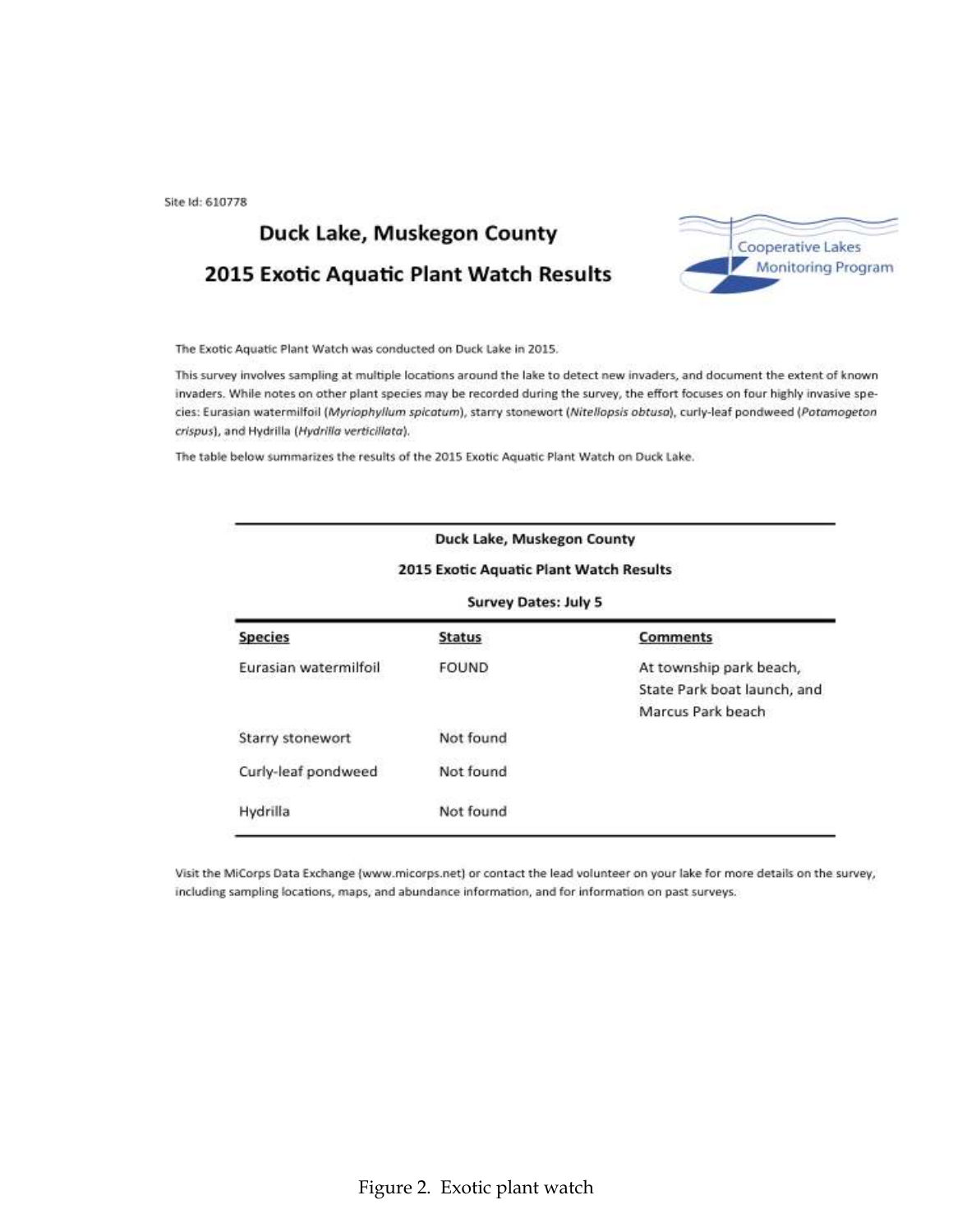Site Id: 610778

# Duck Lake, Muskegon County

## 2015 Exotic Aquatic Plant Watch Results

Cooperative Lakes Monitoring Program

The Exotic Aquatic Plant Watch was conducted on Duck Lake in 2015.

This survey involves sampling at multiple locations around the lake to detect new invaders, and document the extent of known invaders. While notes on other plant species may be recorded during the survey, the effort focuses on four highly invasive species: Eurasian watermilfoil (*Myriophyllum spicatum*), starry stonewort (*Nitellopsis obtusa*), curly-leaf pondweed (*Potamogeton crispus*), and Hydrilla (*Hydrilla verticillata*).

The table below summarizes the results of the 2015 Exotic Aquatic Plant Watch on Duck Lake.

**Duck Lake, Muskegon County**

**2015 Exotic Aquatic Plant Watch Results**

**Survey Dates: July 5**

| Species | Status | Comments |
| --- | --- | --- |
| Eurasian watermilfoil | FOUND | At township park beach, State Park boat launch, and Marcus Park beach |
| Starry stonewort | Not found | |
| Curly-leaf pondweed | Not found | |
| Hydrilla | Not found | |

Visit the MiCorps Data Exchange (www.micorps.net) or contact the lead volunteer on your lake for more details on the survey, including sampling locations, maps, and abundance information, and for information on past surveys.

Figure 2. Exotic plant watch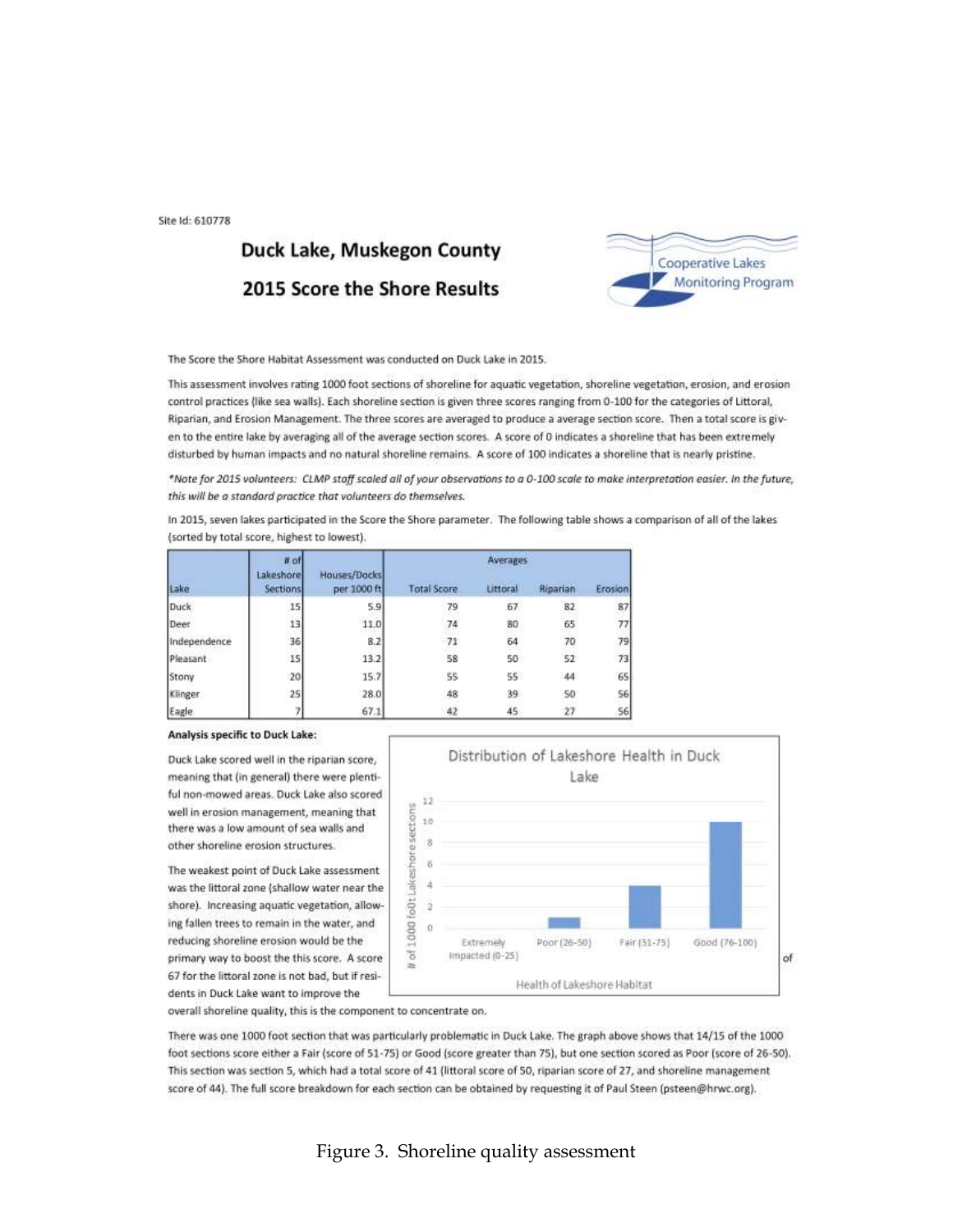Site Id: 610778

## Duck Lake, Muskegon County

## 2015 Score the Shore Results

Cooperative Lakes Monitoring Program

The Score the Shore Habitat Assessment was conducted on Duck Lake in 2015.

This assessment involves rating 1000 foot sections of shoreline for aquatic vegetation, shoreline vegetation, erosion, and erosion control practices (like sea walls). Each shoreline section is given three scores ranging from 0-100 for the categories of Littoral, Riparian, and Erosion Management. The three scores are averaged to produce a average section score. Then a total score is given to the entire lake by averaging all of the average section scores. A score of 0 indicates a shoreline that has been extremely disturbed by human impacts and no natural shoreline remains. A score of 100 indicates a shoreline that is nearly pristine.

*\*Note for 2015 volunteers: CLMP staff scaled all of your observations to a 0-100 scale to make interpretation easier. In the future, this will be a standard practice that volunteers do themselves.*

In 2015, seven lakes participated in the Score the Shore parameter. The following table shows a comparison of all of the lakes (sorted by total score, highest to lowest).

| Lake | # of Lakeshore Sections | Houses/Docks per 1000 ft | Averages | | | |
|---|---|---|---|---|---|---|
| | | | Total Score | Littoral | Riparian | Erosion |
| Duck | 15 | 5.9 | 79 | 67 | 82 | 87 |
| Deer | 13 | 11.0 | 74 | 80 | 65 | 77 |
| Independence | 36 | 8.2 | 71 | 64 | 70 | 79 |
| Pleasant | 15 | 13.2 | 58 | 50 | 52 | 73 |
| Stony | 20 | 15.7 | 55 | 55 | 44 | 65 |
| Klinger | 25 | 28.0 | 48 | 39 | 50 | 56 |
| Eagle | 7 | 67.1 | 42 | 45 | 27 | 56 |

**Analysis specific to Duck Lake:**

Duck Lake scored well in the riparian score, meaning that (in general) there were plentiful non-mowed areas. Duck Lake also scored well in erosion management, meaning that there was a low amount of sea walls and other shoreline erosion structures.

The weakest point of Duck Lake assessment was the littoral zone (shallow water near the shore). Increasing aquatic vegetation, allowing fallen trees to remain in the water, and reducing shoreline erosion would be the primary way to boost the this score. A score of 67 for the littoral zone is not bad, but if residents in Duck Lake want to improve the overall shoreline quality, this is the component to concentrate on.

Distribution of Lakeshore Health in Duck Lake

| Health of Lakeshore Habitat | # of 1000 foot Lakeshore sections |
|---|---|
| Extremely Impacted (0-25) | 0 |
| Poor (26-50) | 1 |
| Fair (51-75) | 4 |
| Good (76-100) | 10 |

There was one 1000 foot section that was particularly problematic in Duck Lake. The graph above shows that 14/15 of the 1000 foot sections score either a Fair (score of 51-75) or Good (score greater than 75), but one section scored as Poor (score of 26-50). This section was section 5, which had a total score of 41 (littoral score of 50, riparian score of 27, and shoreline management score of 44). The full score breakdown for each section can be obtained by requesting it of Paul Steen (psteen@hrwc.org).

Figure 3. Shoreline quality assessment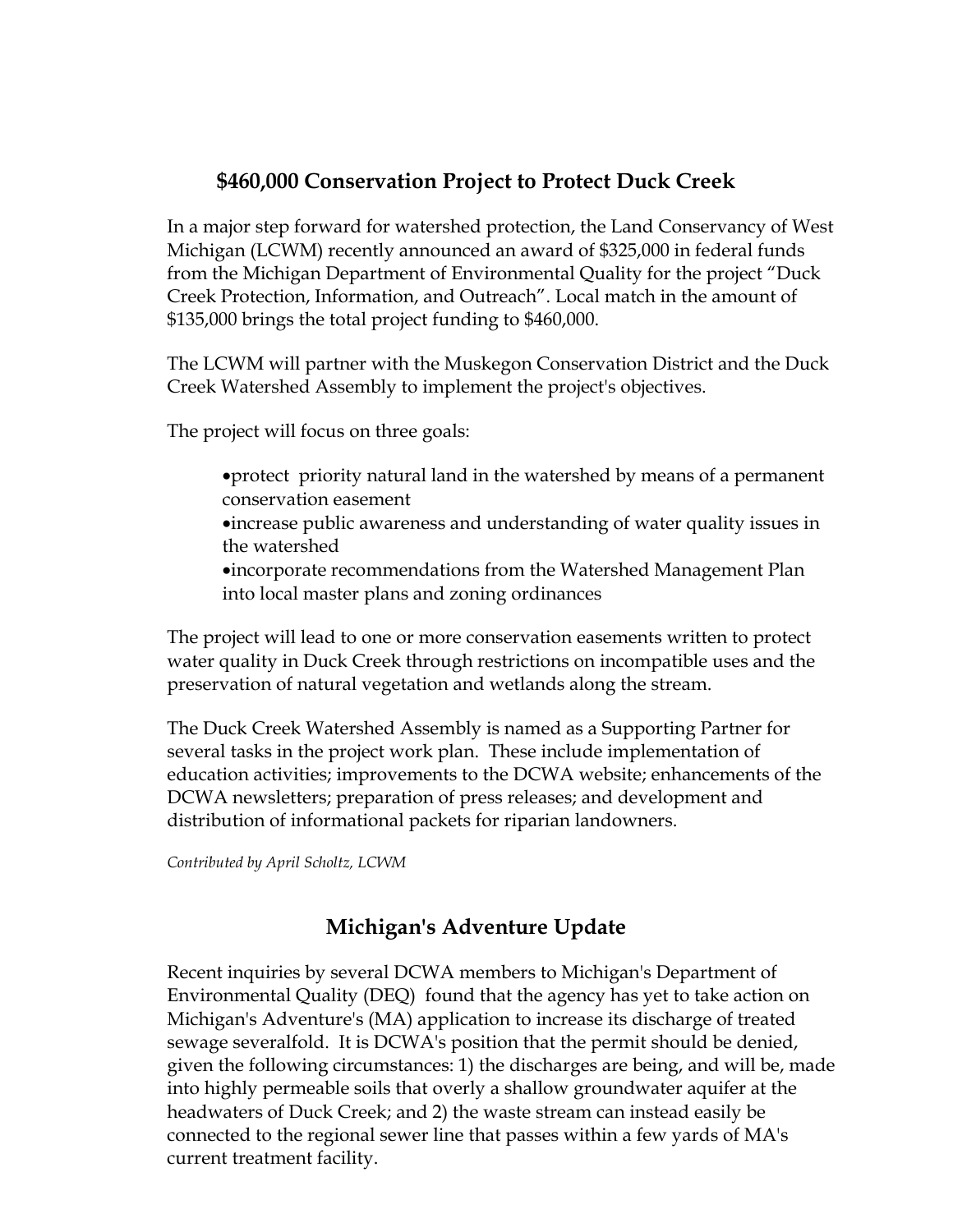## $460,000 Conservation Project to Protect Duck Creek

In a major step forward for watershed protection, the Land Conservancy of West Michigan (LCWM) recently announced an award of $325,000 in federal funds from the Michigan Department of Environmental Quality for the project "Duck Creek Protection, Information, and Outreach". Local match in the amount of $135,000 brings the total project funding to $460,000.

The LCWM will partner with the Muskegon Conservation District and the Duck Creek Watershed Assembly to implement the project's objectives.

The project will focus on three goals:

- protect priority natural land in the watershed by means of a permanent conservation easement
- increase public awareness and understanding of water quality issues in the watershed
- incorporate recommendations from the Watershed Management Plan into local master plans and zoning ordinances

The project will lead to one or more conservation easements written to protect water quality in Duck Creek through restrictions on incompatible uses and the preservation of natural vegetation and wetlands along the stream.

The Duck Creek Watershed Assembly is named as a Supporting Partner for several tasks in the project work plan. These include implementation of education activities; improvements to the DCWA website; enhancements of the DCWA newsletters; preparation of press releases; and development and distribution of informational packets for riparian landowners.

*Contributed by April Scholtz, LCWM*

## Michigan's Adventure Update

Recent inquiries by several DCWA members to Michigan's Department of Environmental Quality (DEQ) found that the agency has yet to take action on Michigan's Adventure's (MA) application to increase its discharge of treated sewage severalfold. It is DCWA's position that the permit should be denied, given the following circumstances: 1) the discharges are being, and will be, made into highly permeable soils that overly a shallow groundwater aquifer at the headwaters of Duck Creek; and 2) the waste stream can instead easily be connected to the regional sewer line that passes within a few yards of MA's current treatment facility.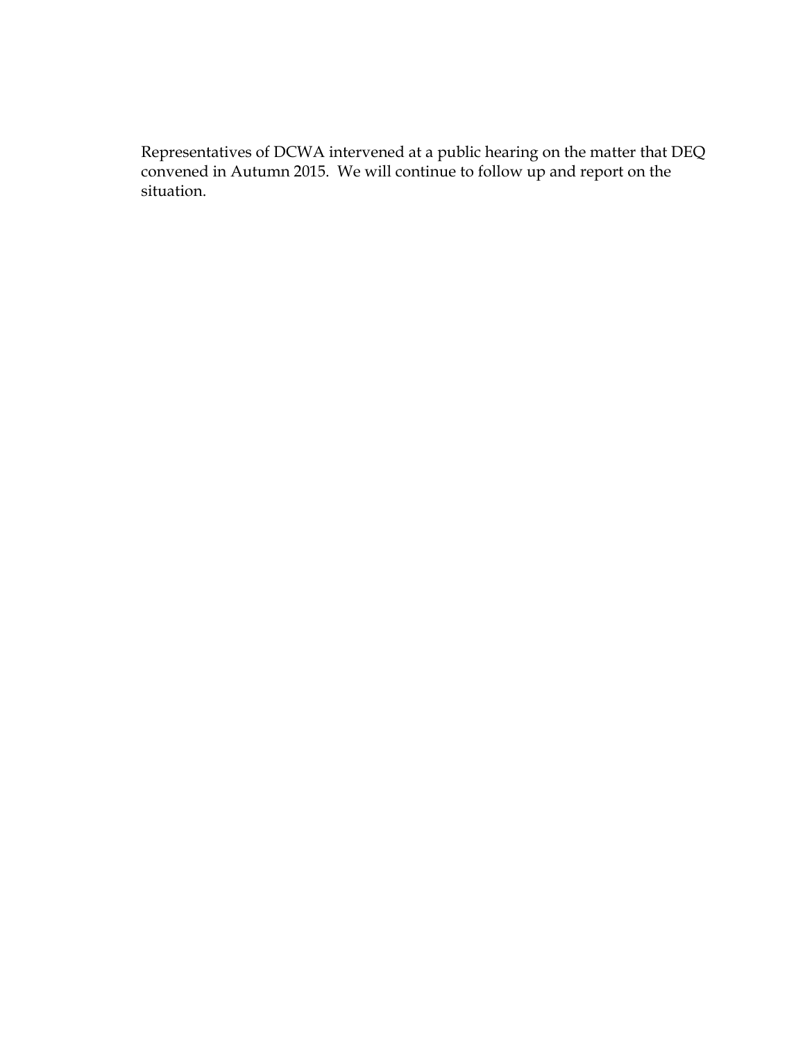Representatives of DCWA intervened at a public hearing on the matter that DEQ convened in Autumn 2015. We will continue to follow up and report on the situation.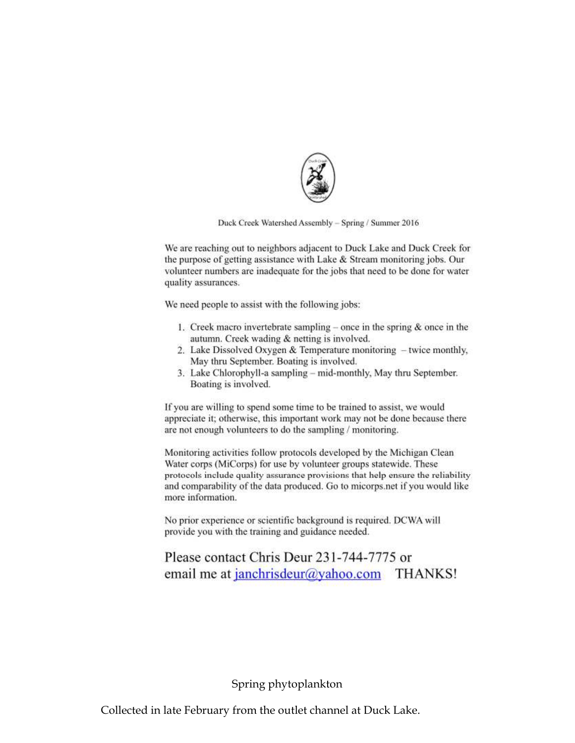Duck Creek Watershed Assembly – Spring / Summer 2016

We are reaching out to neighbors adjacent to Duck Lake and Duck Creek for the purpose of getting assistance with Lake & Stream monitoring jobs. Our volunteer numbers are inadequate for the jobs that need to be done for water quality assurances.

We need people to assist with the following jobs:

1. Creek macro invertebrate sampling – once in the spring & once in the autumn. Creek wading & netting is involved.
2. Lake Dissolved Oxygen & Temperature monitoring – twice monthly, May thru September. Boating is involved.
3. Lake Chlorophyll-a sampling – mid-monthly, May thru September. Boating is involved.

If you are willing to spend some time to be trained to assist, we would appreciate it; otherwise, this important work may not be done because there are not enough volunteers to do the sampling / monitoring.

Monitoring activities follow protocols developed by the Michigan Clean Water corps (MiCorps) for use by volunteer groups statewide. These protocols include quality assurance provisions that help ensure the reliability and comparability of the data produced. Go to micorps.net if you would like more information.

No prior experience or scientific background is required. DCWA will provide you with the training and guidance needed.

Please contact Chris Deur 231-744-7775 or email me at janchrisdeur@yahoo.com THANKS!

Spring phytoplankton

Collected in late February from the outlet channel at Duck Lake.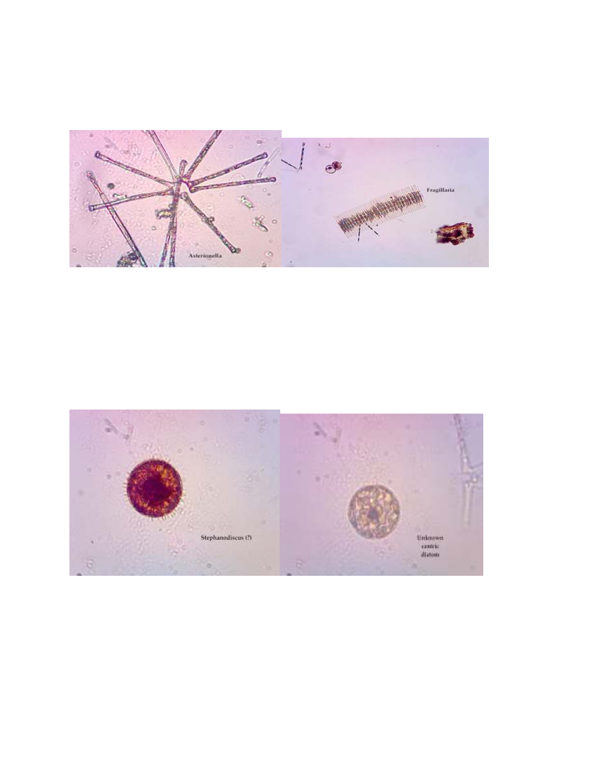Asterionella

Fragillaria

Stephanodiscus (?)

Unknown centric diatom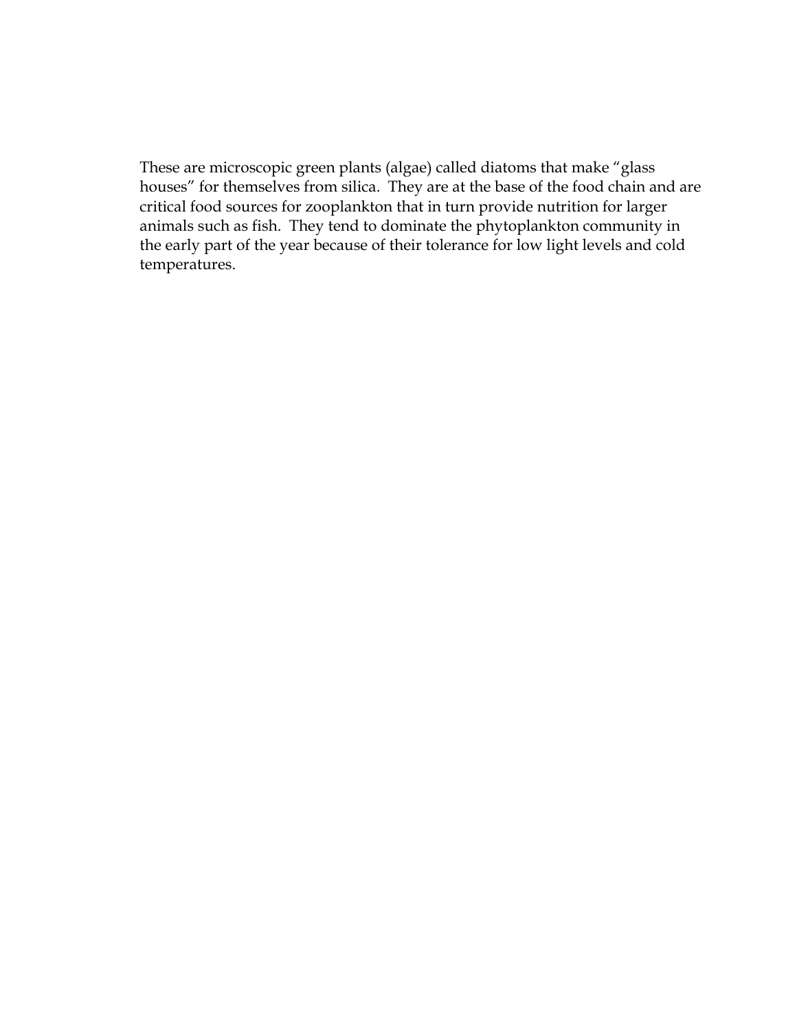These are microscopic green plants (algae) called diatoms that make "glass houses" for themselves from silica. They are at the base of the food chain and are critical food sources for zooplankton that in turn provide nutrition for larger animals such as fish. They tend to dominate the phytoplankton community in the early part of the year because of their tolerance for low light levels and cold temperatures.